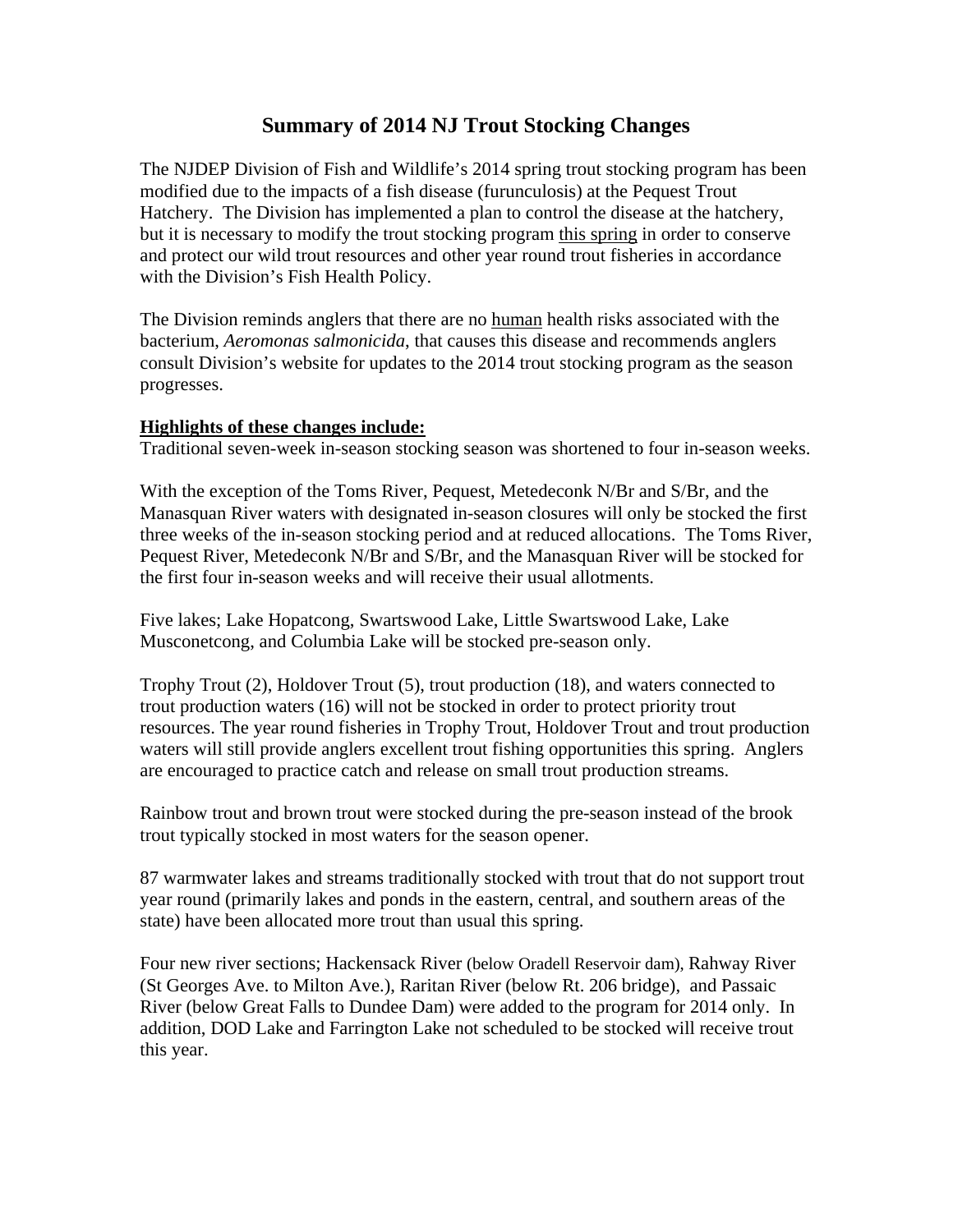# Summary of 2014 NJ Trout Stocking Changes

The NJDEP Division of Fish and Wildlife's 2014 spring trout stocking program has been modified due to the impacts of a fish disease (furunculosis) at the Pequest Trout Hatchery. The Division has implemented a plan to control the disease at the hatchery, but it is necessary to modify the trout stocking program <u>this spring</u> in order to conserve and protect our wild trout resources and other year round trout fisheries in accordance with the Division's Fish Health Policy.

The Division reminds anglers that there are no <u>human</u> health risks associated with the bacterium, *Aeromonas salmonicida*, that causes this disease and recommends anglers consult Division's website for updates to the 2014 trout stocking program as the season progresses.

**<u>Highlights of these changes include:</u>**

Traditional seven-week in-season stocking season was shortened to four in-season weeks.

With the exception of the Toms River, Pequest, Metedeconk N/Br and S/Br, and the Manasquan River waters with designated in-season closures will only be stocked the first three weeks of the in-season stocking period and at reduced allocations. The Toms River, Pequest River, Metedeconk N/Br and S/Br, and the Manasquan River will be stocked for the first four in-season weeks and will receive their usual allotments.

Five lakes; Lake Hopatcong, Swartswood Lake, Little Swartswood Lake, Lake Musconetcong, and Columbia Lake will be stocked pre-season only.

Trophy Trout (2), Holdover Trout (5), trout production (18), and waters connected to trout production waters (16) will not be stocked in order to protect priority trout resources. The year round fisheries in Trophy Trout, Holdover Trout and trout production waters will still provide anglers excellent trout fishing opportunities this spring. Anglers are encouraged to practice catch and release on small trout production streams.

Rainbow trout and brown trout were stocked during the pre-season instead of the brook trout typically stocked in most waters for the season opener.

87 warmwater lakes and streams traditionally stocked with trout that do not support trout year round (primarily lakes and ponds in the eastern, central, and southern areas of the state) have been allocated more trout than usual this spring.

Four new river sections; Hackensack River (below Oradell Reservoir dam), Rahway River (St Georges Ave. to Milton Ave.), Raritan River (below Rt. 206 bridge), and Passaic River (below Great Falls to Dundee Dam) were added to the program for 2014 only. In addition, DOD Lake and Farrington Lake not scheduled to be stocked will receive trout this year.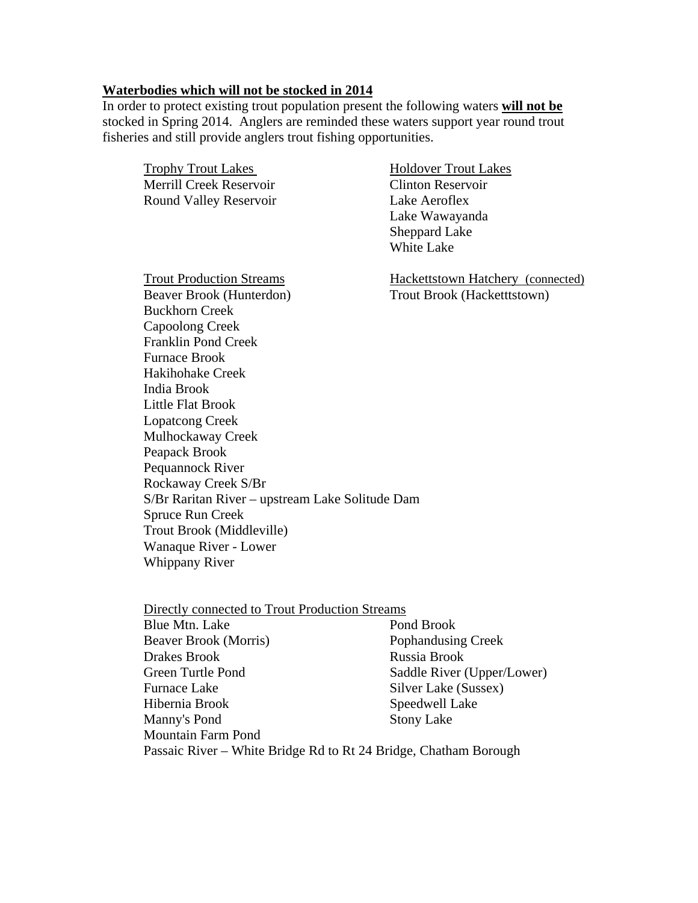**Waterbodies which will not be stocked in 2014**

In order to protect existing trout population present the following waters **will not be** stocked in Spring 2014. Anglers are reminded these waters support year round trout fisheries and still provide anglers trout fishing opportunities.

Trophy Trout Lakes

- Merrill Creek Reservoir
- Round Valley Reservoir

Holdover Trout Lakes

- Clinton Reservoir
- Lake Aeroflex
- Lake Wawayanda
- Sheppard Lake
- White Lake

Trout Production Streams

- Beaver Brook (Hunterdon)
- Buckhorn Creek
- Capoolong Creek
- Franklin Pond Creek
- Furnace Brook
- Hakihohake Creek
- India Brook
- Little Flat Brook
- Lopatcong Creek
- Mulhockaway Creek
- Peapack Brook
- Pequannock River
- Rockaway Creek S/Br
- S/Br Raritan River – upstream Lake Solitude Dam
- Spruce Run Creek
- Trout Brook (Middleville)
- Wanaque River - Lower
- Whippany River

Hackettstown Hatchery (connected)

- Trout Brook (Hacketttstown)

Directly connected to Trout Production Streams

- Blue Mtn. Lake
- Beaver Brook (Morris)
- Drakes Brook
- Green Turtle Pond
- Furnace Lake
- Hibernia Brook
- Manny's Pond
- Mountain Farm Pond
- Passaic River – White Bridge Rd to Rt 24 Bridge, Chatham Borough
- Pond Brook
- Pophandusing Creek
- Russia Brook
- Saddle River (Upper/Lower)
- Silver Lake (Sussex)
- Speedwell Lake
- Stony Lake